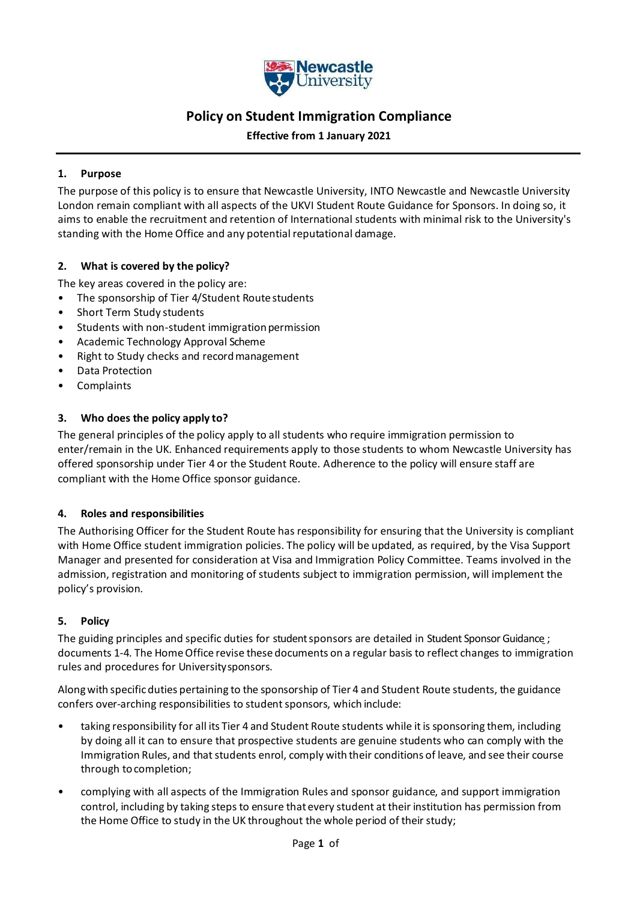# Policy on Student Immigration Compliance

**Effective from 1 January 2021**

## 1. Purpose

The purpose of this policy is to ensure that Newcastle University, INTO Newcastle and Newcastle University London remain compliant with all aspects of the UKVI Student Route Guidance for Sponsors. In doing so, it aims to enable the recruitment and retention of International students with minimal risk to the University's standing with the Home Office and any potential reputational damage.

## 2. What is covered by the policy?

The key areas covered in the policy are:

- The sponsorship of Tier 4/Student Route students
- Short Term Study students
- Students with non-student immigration permission
- Academic Technology Approval Scheme
- Right to Study checks and record management
- Data Protection
- Complaints

## 3. Who does the policy apply to?

The general principles of the policy apply to all students who require immigration permission to enter/remain in the UK. Enhanced requirements apply to those students to whom Newcastle University has offered sponsorship under Tier 4 or the Student Route. Adherence to the policy will ensure staff are compliant with the Home Office sponsor guidance.

## 4. Roles and responsibilities

The Authorising Officer for the Student Route has responsibility for ensuring that the University is compliant with Home Office student immigration policies. The policy will be updated, as required, by the Visa Support Manager and presented for consideration at Visa and Immigration Policy Committee. Teams involved in the admission, registration and monitoring of students subject to immigration permission, will implement the policy's provision.

## 5. Policy

The guiding principles and specific duties for student sponsors are detailed in Student Sponsor Guidance ; documents 1-4. The Home Office revise these documents on a regular basis to reflect changes to immigration rules and procedures for University sponsors.

Along with specific duties pertaining to the sponsorship of Tier 4 and Student Route students, the guidance confers over-arching responsibilities to student sponsors, which include:

- taking responsibility for all its Tier 4 and Student Route students while it is sponsoring them, including by doing all it can to ensure that prospective students are genuine students who can comply with the Immigration Rules, and that students enrol, comply with their conditions of leave, and see their course through to completion;
- complying with all aspects of the Immigration Rules and sponsor guidance, and support immigration control, including by taking steps to ensure that every student at their institution has permission from the Home Office to study in the UK throughout the whole period of their study;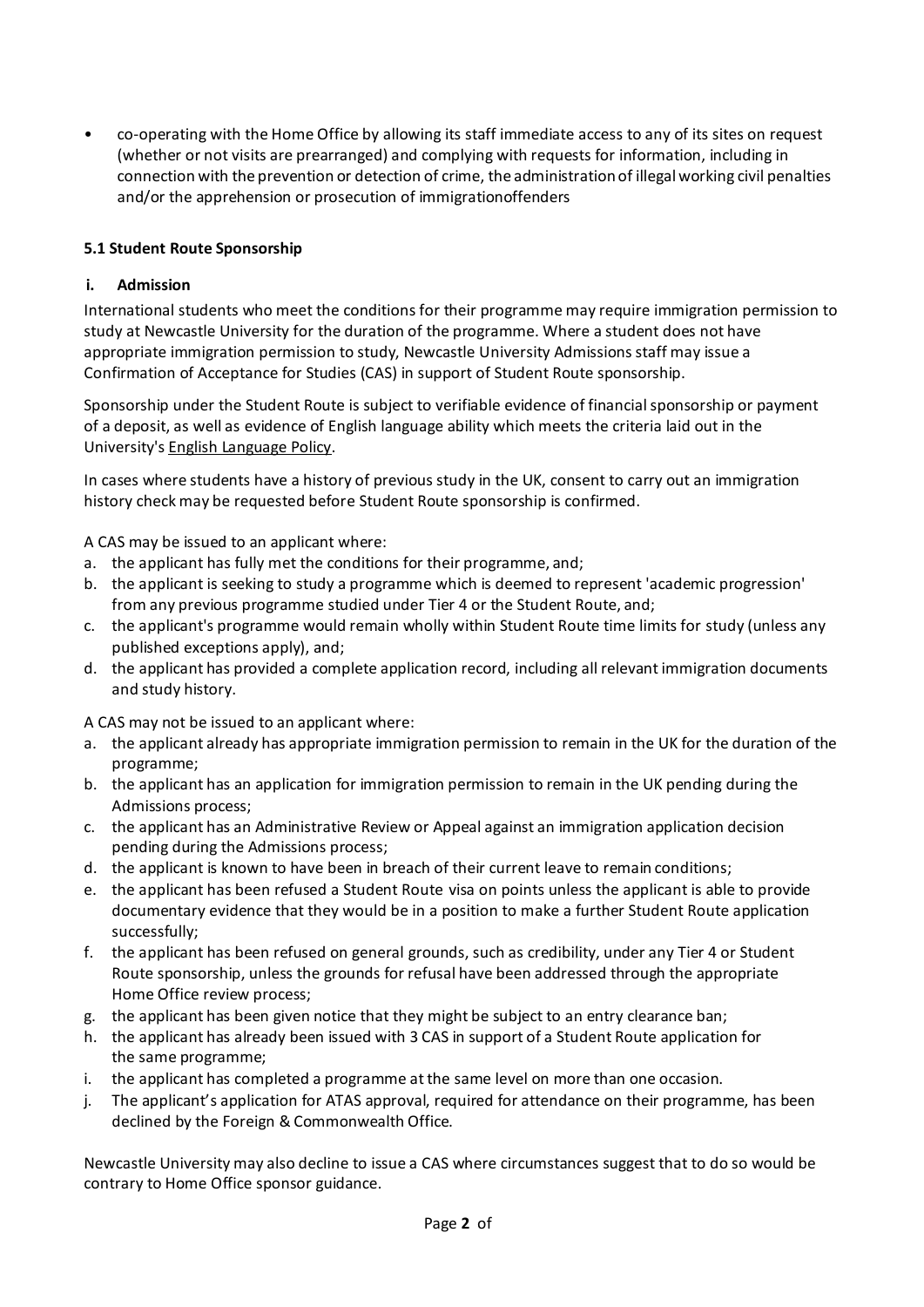- co-operating with the Home Office by allowing its staff immediate access to any of its sites on request (whether or not visits are prearranged) and complying with requests for information, including in connection with the prevention or detection of crime, the administration of illegal working civil penalties and/or the apprehension or prosecution of immigrationoffenders

### 5.1 Student Route Sponsorship

#### i. Admission

International students who meet the conditions for their programme may require immigration permission to study at Newcastle University for the duration of the programme. Where a student does not have appropriate immigration permission to study, Newcastle University Admissions staff may issue a Confirmation of Acceptance for Studies (CAS) in support of Student Route sponsorship.

Sponsorship under the Student Route is subject to verifiable evidence of financial sponsorship or payment of a deposit, as well as evidence of English language ability which meets the criteria laid out in the University's English Language Policy.

In cases where students have a history of previous study in the UK, consent to carry out an immigration history check may be requested before Student Route sponsorship is confirmed.

A CAS may be issued to an applicant where:

a. the applicant has fully met the conditions for their programme, and;
b. the applicant is seeking to study a programme which is deemed to represent 'academic progression' from any previous programme studied under Tier 4 or the Student Route, and;
c. the applicant's programme would remain wholly within Student Route time limits for study (unless any published exceptions apply), and;
d. the applicant has provided a complete application record, including all relevant immigration documents and study history.

A CAS may not be issued to an applicant where:

a. the applicant already has appropriate immigration permission to remain in the UK for the duration of the programme;
b. the applicant has an application for immigration permission to remain in the UK pending during the Admissions process;
c. the applicant has an Administrative Review or Appeal against an immigration application decision pending during the Admissions process;
d. the applicant is known to have been in breach of their current leave to remain conditions;
e. the applicant has been refused a Student Route visa on points unless the applicant is able to provide documentary evidence that they would be in a position to make a further Student Route application successfully;
f. the applicant has been refused on general grounds, such as credibility, under any Tier 4 or Student Route sponsorship, unless the grounds for refusal have been addressed through the appropriate Home Office review process;
g. the applicant has been given notice that they might be subject to an entry clearance ban;
h. the applicant has already been issued with 3 CAS in support of a Student Route application for the same programme;
i. the applicant has completed a programme at the same level on more than one occasion.
j. The applicant's application for ATAS approval, required for attendance on their programme, has been declined by the Foreign & Commonwealth Office.

Newcastle University may also decline to issue a CAS where circumstances suggest that to do so would be contrary to Home Office sponsor guidance.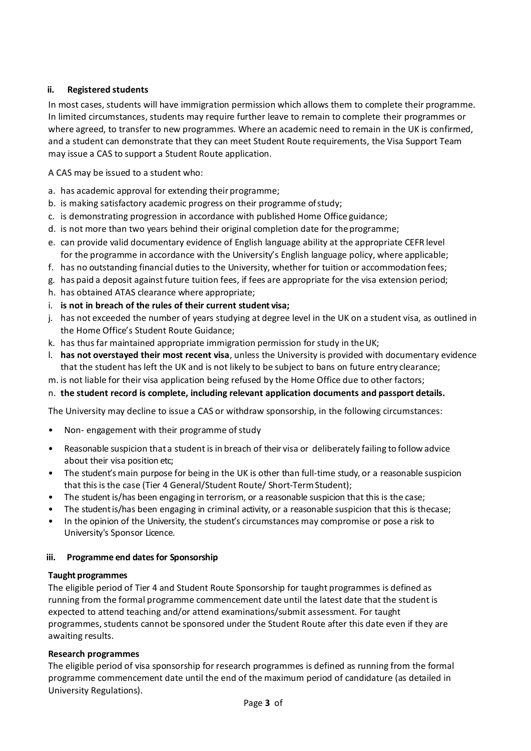### ii. Registered students

In most cases, students will have immigration permission which allows them to complete their programme. In limited circumstances, students may require further leave to remain to complete their programmes or where agreed, to transfer to new programmes. Where an academic need to remain in the UK is confirmed, and a student can demonstrate that they can meet Student Route requirements, the Visa Support Team may issue a CAS to support a Student Route application.

A CAS may be issued to a student who:

a. has academic approval for extending their programme;
b. is making satisfactory academic progress on their programme of study;
c. is demonstrating progression in accordance with published Home Office guidance;
d. is not more than two years behind their original completion date for the programme;
e. can provide valid documentary evidence of English language ability at the appropriate CEFR level for the programme in accordance with the University's English language policy, where applicable;
f. has no outstanding financial duties to the University, whether for tuition or accommodation fees;
g. has paid a deposit against future tuition fees, if fees are appropriate for the visa extension period;
h. has obtained ATAS clearance where appropriate;
i. **is not in breach of the rules of their current student visa;**
j. has not exceeded the number of years studying at degree level in the UK on a student visa, as outlined in the Home Office's Student Route Guidance;
k. has thus far maintained appropriate immigration permission for study in the UK;
l. **has not overstayed their most recent visa**, unless the University is provided with documentary evidence that the student has left the UK and is not likely to be subject to bans on future entry clearance;
m. is not liable for their visa application being refused by the Home Office due to other factors;
n. **the student record is complete, including relevant application documents and passport details.**

The University may decline to issue a CAS or withdraw sponsorship, in the following circumstances:

- Non- engagement with their programme of study
- Reasonable suspicion that a student is in breach of their visa or deliberately failing to follow advice about their visa position etc;
- The student's main purpose for being in the UK is other than full-time study, or a reasonable suspicion that this is the case (Tier 4 General/Student Route/ Short-Term Student);
- The student is/has been engaging in terrorism, or a reasonable suspicion that this is the case;
- The student is/has been engaging in criminal activity, or a reasonable suspicion that this is thecase;
- In the opinion of the University, the student's circumstances may compromise or pose a risk to University's Sponsor Licence.

### iii. Programme end dates for Sponsorship

**Taught programmes**

The eligible period of Tier 4 and Student Route Sponsorship for taught programmes is defined as running from the formal programme commencement date until the latest date that the student is expected to attend teaching and/or attend examinations/submit assessment. For taught programmes, students cannot be sponsored under the Student Route after this date even if they are awaiting results.

**Research programmes**

The eligible period of visa sponsorship for research programmes is defined as running from the formal programme commencement date until the end of the maximum period of candidature (as detailed in University Regulations).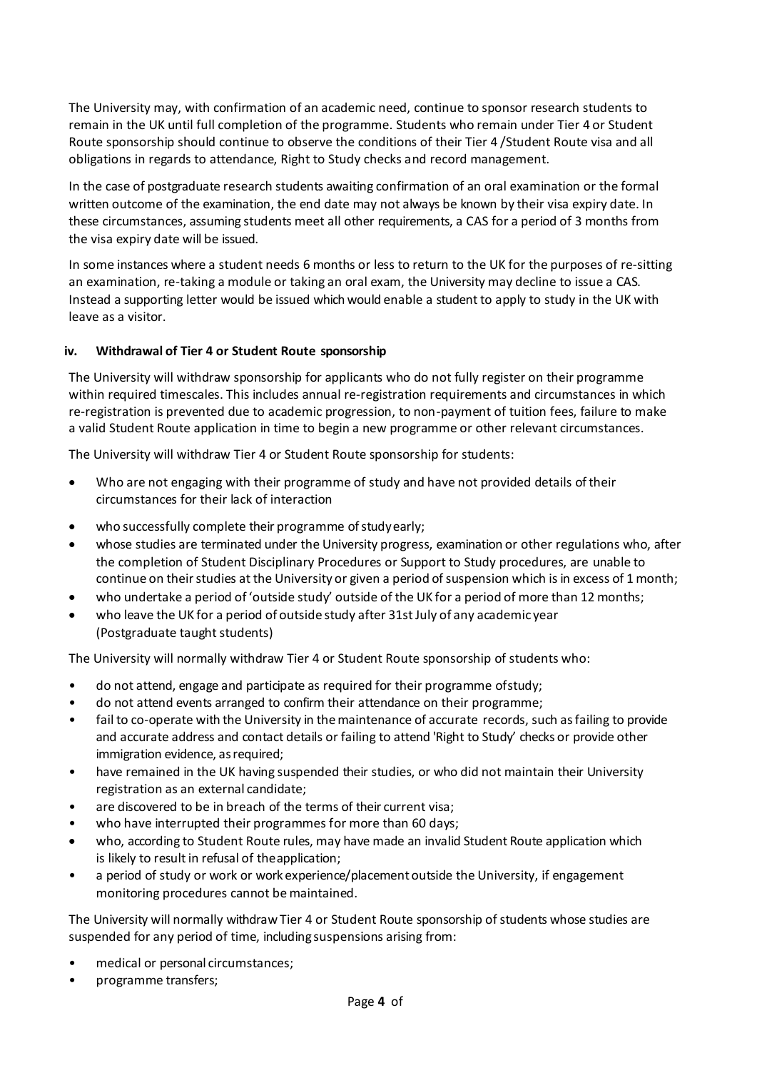The University may, with confirmation of an academic need, continue to sponsor research students to remain in the UK until full completion of the programme. Students who remain under Tier 4 or Student Route sponsorship should continue to observe the conditions of their Tier 4 /Student Route visa and all obligations in regards to attendance, Right to Study checks and record management.

In the case of postgraduate research students awaiting confirmation of an oral examination or the formal written outcome of the examination, the end date may not always be known by their visa expiry date. In these circumstances, assuming students meet all other requirements, a CAS for a period of 3 months from the visa expiry date will be issued.

In some instances where a student needs 6 months or less to return to the UK for the purposes of re-sitting an examination, re-taking a module or taking an oral exam, the University may decline to issue a CAS. Instead a supporting letter would be issued which would enable a student to apply to study in the UK with leave as a visitor.

#### iv. Withdrawal of Tier 4 or Student Route sponsorship

The University will withdraw sponsorship for applicants who do not fully register on their programme within required timescales. This includes annual re-registration requirements and circumstances in which re-registration is prevented due to academic progression, to non-payment of tuition fees, failure to make a valid Student Route application in time to begin a new programme or other relevant circumstances.

The University will withdraw Tier 4 or Student Route sponsorship for students:

- Who are not engaging with their programme of study and have not provided details of their circumstances for their lack of interaction
- who successfully complete their programme of study early;
- whose studies are terminated under the University progress, examination or other regulations who, after the completion of Student Disciplinary Procedures or Support to Study procedures, are unable to continue on their studies at the University or given a period of suspension which is in excess of 1 month;
- who undertake a period of 'outside study' outside of the UK for a period of more than 12 months;
- who leave the UK for a period of outside study after 31st July of any academic year (Postgraduate taught students)

The University will normally withdraw Tier 4 or Student Route sponsorship of students who:

- do not attend, engage and participate as required for their programme of study;
- do not attend events arranged to confirm their attendance on their programme;
- fail to co-operate with the University in the maintenance of accurate records, such as failing to provide and accurate address and contact details or failing to attend 'Right to Study' checks or provide other immigration evidence, as required;
- have remained in the UK having suspended their studies, or who did not maintain their University registration as an external candidate;
- are discovered to be in breach of the terms of their current visa;
- who have interrupted their programmes for more than 60 days;
- who, according to Student Route rules, may have made an invalid Student Route application which is likely to result in refusal of the application;
- a period of study or work or work experience/placement outside the University, if engagement monitoring procedures cannot be maintained.

The University will normally withdraw Tier 4 or Student Route sponsorship of students whose studies are suspended for any period of time, including suspensions arising from:

- medical or personal circumstances;
- programme transfers;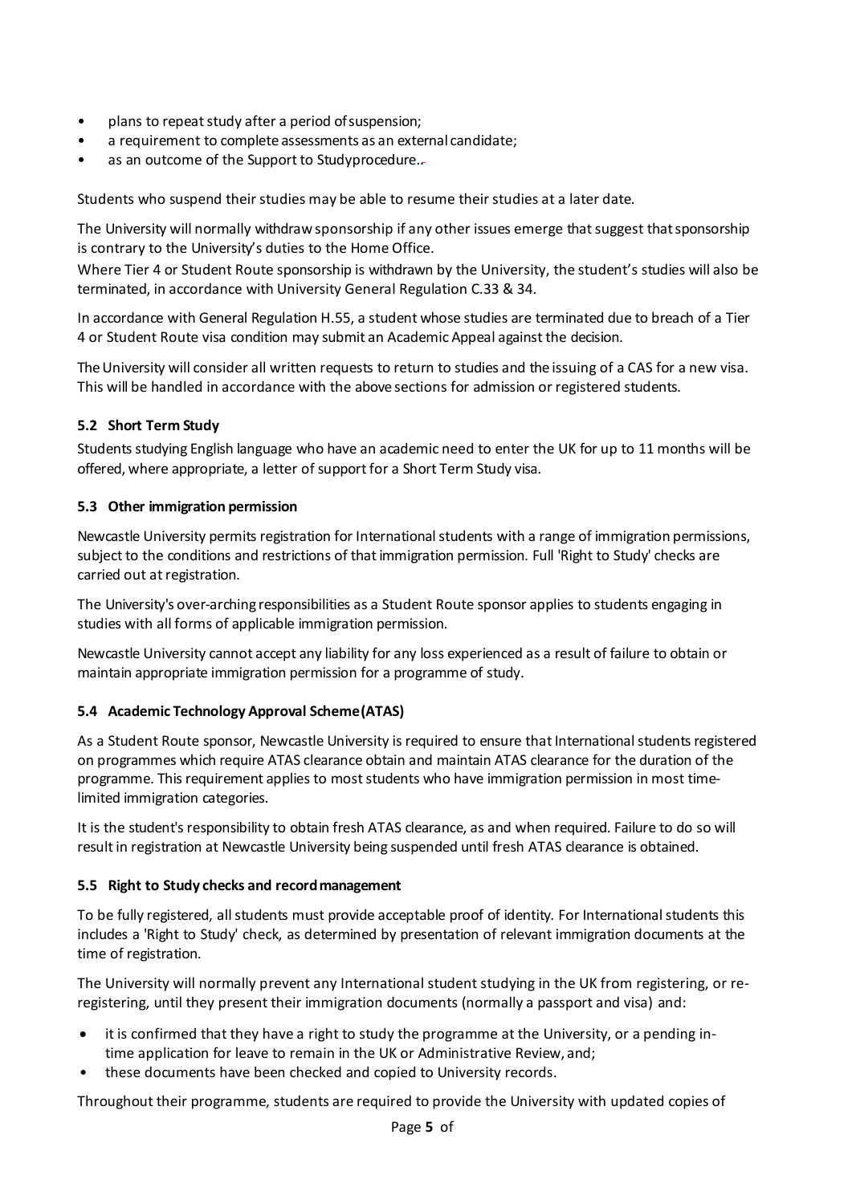- plans to repeat study after a period of suspension;
- a requirement to complete assessments as an external candidate;
- as an outcome of the Support to Study procedure.

Students who suspend their studies may be able to resume their studies at a later date.

The University will normally withdraw sponsorship if any other issues emerge that suggest that sponsorship is contrary to the University's duties to the Home Office.

Where Tier 4 or Student Route sponsorship is withdrawn by the University, the student's studies will also be terminated, in accordance with University General Regulation C.33 & 34.

In accordance with General Regulation H.55, a student whose studies are terminated due to breach of a Tier 4 or Student Route visa condition may submit an Academic Appeal against the decision.

The University will consider all written requests to return to studies and the issuing of a CAS for a new visa. This will be handled in accordance with the above sections for admission or registered students.

### 5.2 Short Term Study

Students studying English language who have an academic need to enter the UK for up to 11 months will be offered, where appropriate, a letter of support for a Short Term Study visa.

### 5.3 Other immigration permission

Newcastle University permits registration for International students with a range of immigration permissions, subject to the conditions and restrictions of that immigration permission. Full 'Right to Study' checks are carried out at registration.

The University's over-arching responsibilities as a Student Route sponsor applies to students engaging in studies with all forms of applicable immigration permission.

Newcastle University cannot accept any liability for any loss experienced as a result of failure to obtain or maintain appropriate immigration permission for a programme of study.

### 5.4 Academic Technology Approval Scheme (ATAS)

As a Student Route sponsor, Newcastle University is required to ensure that International students registered on programmes which require ATAS clearance obtain and maintain ATAS clearance for the duration of the programme. This requirement applies to most students who have immigration permission in most time-limited immigration categories.

It is the student's responsibility to obtain fresh ATAS clearance, as and when required. Failure to do so will result in registration at Newcastle University being suspended until fresh ATAS clearance is obtained.

### 5.5 Right to Study checks and record management

To be fully registered, all students must provide acceptable proof of identity. For International students this includes a 'Right to Study' check, as determined by presentation of relevant immigration documents at the time of registration.

The University will normally prevent any International student studying in the UK from registering, or re-registering, until they present their immigration documents (normally a passport and visa) and:

- it is confirmed that they have a right to study the programme at the University, or a pending in-time application for leave to remain in the UK or Administrative Review, and;
- these documents have been checked and copied to University records.

Throughout their programme, students are required to provide the University with updated copies of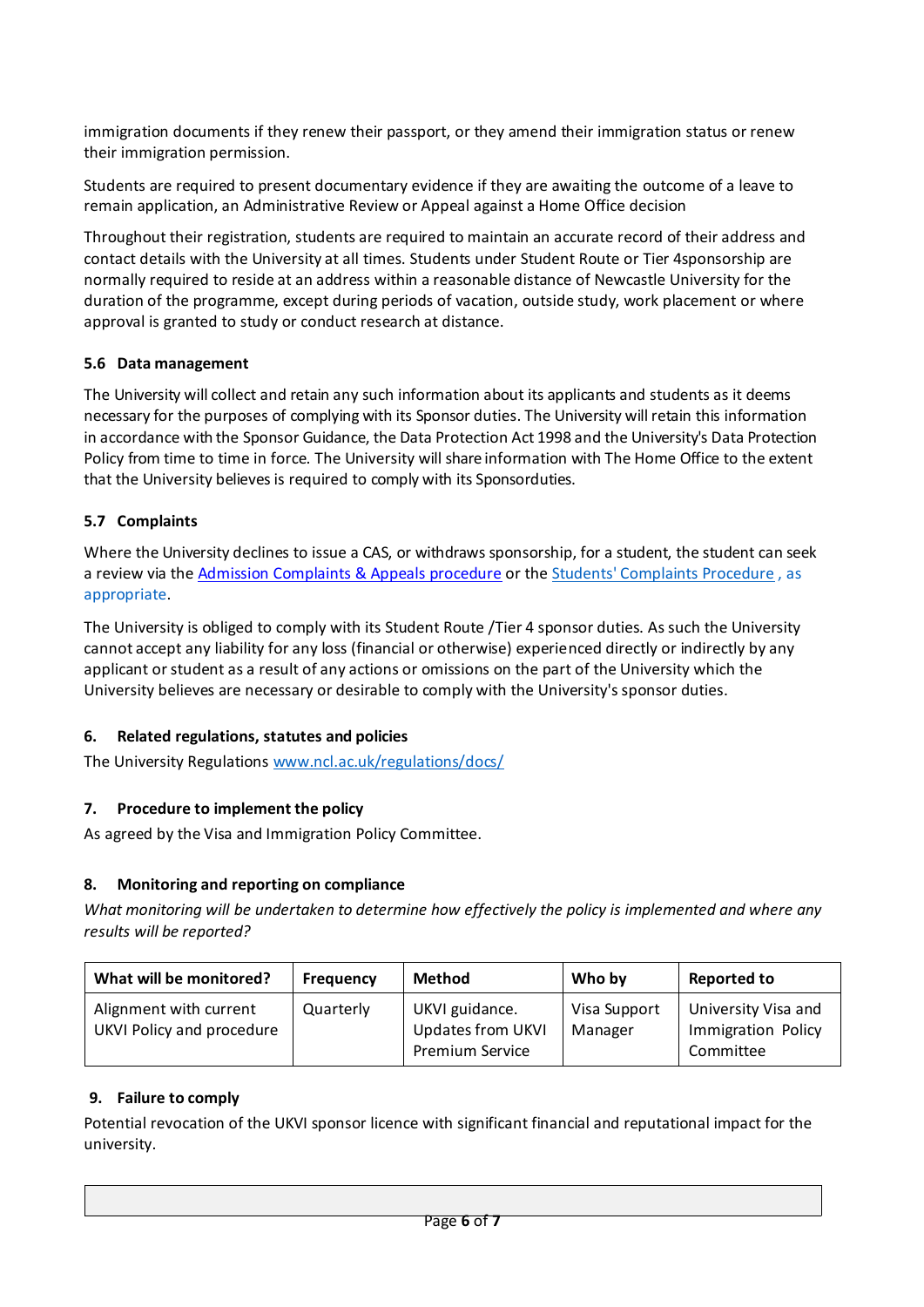immigration documents if they renew their passport, or they amend their immigration status or renew their immigration permission.

Students are required to present documentary evidence if they are awaiting the outcome of a leave to remain application, an Administrative Review or Appeal against a Home Office decision

Throughout their registration, students are required to maintain an accurate record of their address and contact details with the University at all times. Students under Student Route or Tier 4sponsorship are normally required to reside at an address within a reasonable distance of Newcastle University for the duration of the programme, except during periods of vacation, outside study, work placement or where approval is granted to study or conduct research at distance.

### 5.6 Data management

The University will collect and retain any such information about its applicants and students as it deems necessary for the purposes of complying with its Sponsor duties. The University will retain this information in accordance with the Sponsor Guidance, the Data Protection Act 1998 and the University's Data Protection Policy from time to time in force. The University will share information with The Home Office to the extent that the University believes is required to comply with its Sponsorduties.

### 5.7 Complaints

Where the University declines to issue a CAS, or withdraws sponsorship, for a student, the student can seek a review via the Admission Complaints & Appeals procedure or the Students' Complaints Procedure , as appropriate.

The University is obliged to comply with its Student Route /Tier 4 sponsor duties. As such the University cannot accept any liability for any loss (financial or otherwise) experienced directly or indirectly by any applicant or student as a result of any actions or omissions on the part of the University which the University believes are necessary or desirable to comply with the University's sponsor duties.

## 6. Related regulations, statutes and policies

The University Regulations www.ncl.ac.uk/regulations/docs/

## 7. Procedure to implement the policy

As agreed by the Visa and Immigration Policy Committee.

## 8. Monitoring and reporting on compliance

*What monitoring will be undertaken to determine how effectively the policy is implemented and where any results will be reported?*

| What will be monitored? | Frequency | Method | Who by | Reported to |
|---|---|---|---|---|
| Alignment with current UKVI Policy and procedure | Quarterly | UKVI guidance. Updates from UKVI Premium Service | Visa Support Manager | University Visa and Immigration Policy Committee |

## 9. Failure to comply

Potential revocation of the UKVI sponsor licence with significant financial and reputational impact for the university.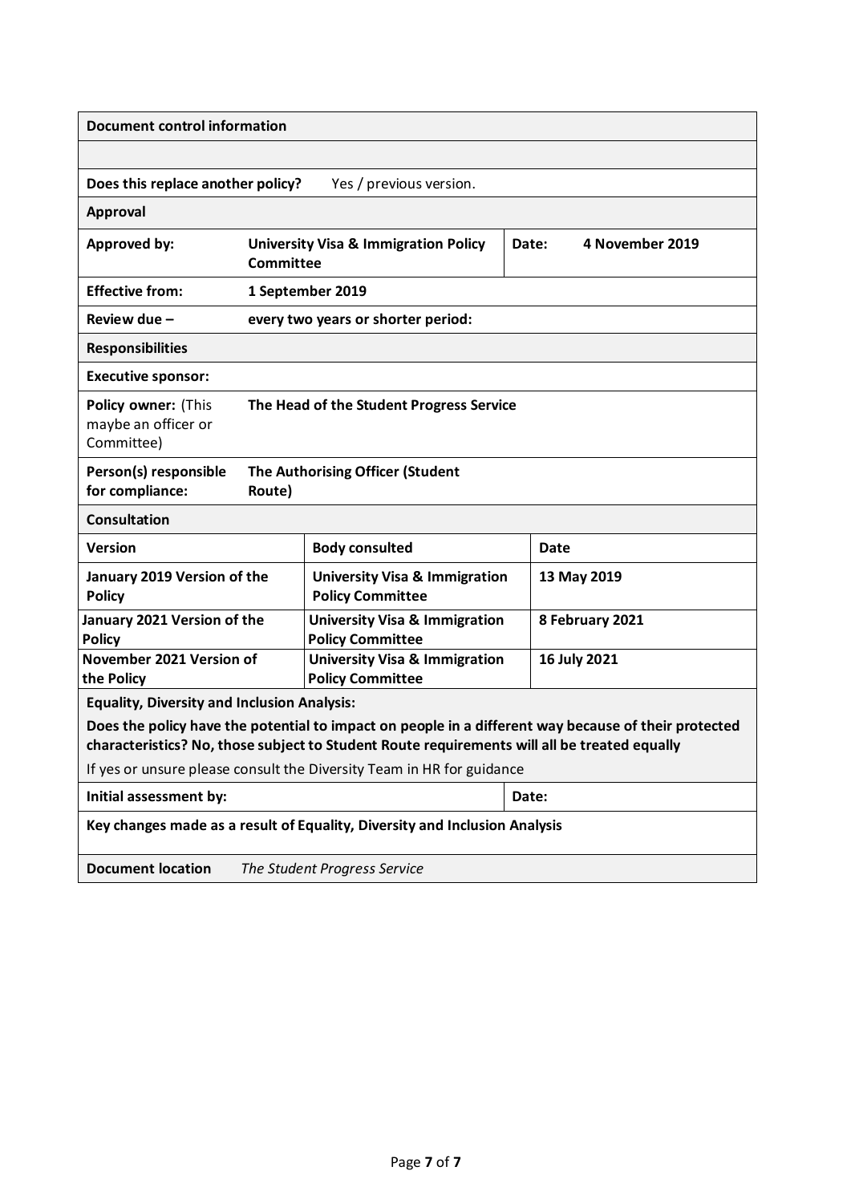| Document control information | | | |
| --- | --- | --- | --- |
| | | | |
| **Does this replace another policy?** Yes / previous version. | | | |
| **Approval** | | | |
| **Approved by:** | **University Visa & Immigration Policy Committee** | **Date:** | **4 November 2019** |
| **Effective from:** | **1 September 2019** | | |
| **Review due –** | **every two years or shorter period:** | | |
| **Responsibilities** | | | |
| **Executive sponsor:** | | | |
| **Policy owner:** (This maybe an officer or Committee) | **The Head of the Student Progress Service** | | |
| **Person(s) responsible for compliance:** | **The Authorising Officer (Student Route)** | | |
| **Consultation** | | | |
| **Version** | **Body consulted** | | **Date** |
| **January 2019 Version of the Policy** | **University Visa & Immigration Policy Committee** | | **13 May 2019** |
| **January 2021 Version of the Policy** | **University Visa & Immigration Policy Committee** | | **8 February 2021** |
| **November 2021 Version of the Policy** | **University Visa & Immigration Policy Committee** | | **16 July 2021** |
| **Equality, Diversity and Inclusion Analysis:** **Does the policy have the potential to impact on people in a different way because of their protected characteristics? No, those subject to Student Route requirements will all be treated equally** If yes or unsure please consult the Diversity Team in HR for guidance | | | |
| **Initial assessment by:** | | **Date:** | |
| **Key changes made as a result of Equality, Diversity and Inclusion Analysis** | | | |
| **Document location** *The Student Progress Service* | | | |